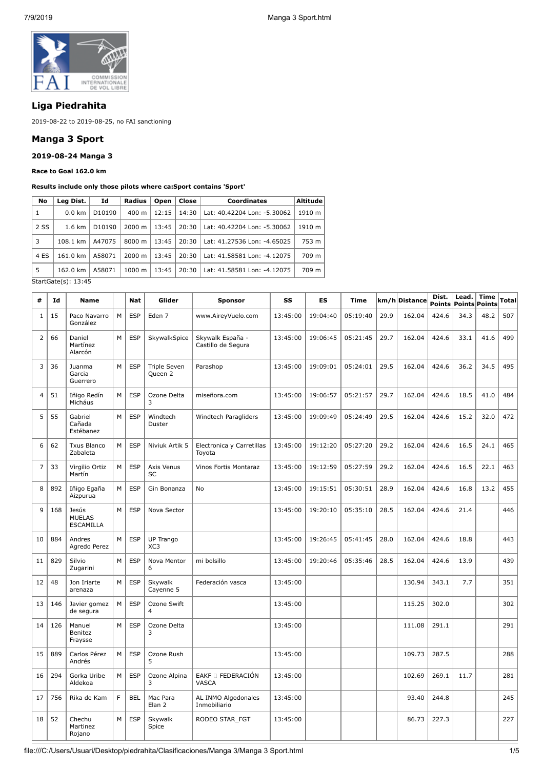## Liga Piedrahita

2019-08-22 to 2019-08-25, no FAI sanctioning

## Manga 3 Sport

### 2019-08-24 Manga 3

**Race to Goal 162.0 km**

**Results include only those pilots where ca:Sport contains 'Sport'**

| No | Leg Dist. | Id | Radius | Open | Close | Coordinates | Altitude |
|---|---|---|---|---|---|---|---|
| 1 | 0.0 km | D10190 | 400 m | 12:15 | 14:30 | Lat: 40.42204 Lon: -5.30062 | 1910 m |
| 2 SS | 1.6 km | D10190 | 2000 m | 13:45 | 20:30 | Lat: 40.42204 Lon: -5.30062 | 1910 m |
| 3 | 108.1 km | A47075 | 8000 m | 13:45 | 20:30 | Lat: 41.27536 Lon: -4.65025 | 753 m |
| 4 ES | 161.0 km | A58071 | 2000 m | 13:45 | 20:30 | Lat: 41.58581 Lon: -4.12075 | 709 m |
| 5 | 162.0 km | A58071 | 1000 m | 13:45 | 20:30 | Lat: 41.58581 Lon: -4.12075 | 709 m |

StartGate(s): 13:45

| # | Id | Name | | Nat | Glider | Sponsor | SS | ES | Time | km/h | Distance | Dist. Points | Lead. Points | Time Points | Total |
|---|---|---|---|---|---|---|---|---|---|---|---|---|---|---|---|
| 1 | 15 | Paco Navarro González | M | ESP | Eden 7 | www.AireyVuelo.com | 13:45:00 | 19:04:40 | 05:19:40 | 29.9 | 162.04 | 424.6 | 34.3 | 48.2 | 507 |
| 2 | 66 | Daniel Martínez Alarcón | M | ESP | SkywalkSpice | Skywalk España - Castillo de Segura | 13:45:00 | 19:06:45 | 05:21:45 | 29.7 | 162.04 | 424.6 | 33.1 | 41.6 | 499 |
| 3 | 36 | Juanma Garcia Guerrero | M | ESP | Triple Seven Queen 2 | Parashop | 13:45:00 | 19:09:01 | 05:24:01 | 29.5 | 162.04 | 424.6 | 36.2 | 34.5 | 495 |
| 4 | 51 | Iñigo Redín Micháus | M | ESP | Ozone Delta 3 | miseñora.com | 13:45:00 | 19:06:57 | 05:21:57 | 29.7 | 162.04 | 424.6 | 18.5 | 41.0 | 484 |
| 5 | 55 | Gabriel Cañada Estébanez | M | ESP | Windtech Duster | Windtech Paragliders | 13:45:00 | 19:09:49 | 05:24:49 | 29.5 | 162.04 | 424.6 | 15.2 | 32.0 | 472 |
| 6 | 62 | Txus Blanco Zabaleta | M | ESP | Niviuk Artik 5 | Electronica y Carretillas Toyota | 13:45:00 | 19:12:20 | 05:27:20 | 29.2 | 162.04 | 424.6 | 16.5 | 24.1 | 465 |
| 7 | 33 | Virgilio Ortiz Martín | M | ESP | Axis Venus SC | Vinos Fortis Montaraz | 13:45:00 | 19:12:59 | 05:27:59 | 29.2 | 162.04 | 424.6 | 16.5 | 22.1 | 463 |
| 8 | 892 | Iñigo Egaña Aizpurua | M | ESP | Gin Bonanza | No | 13:45:00 | 19:15:51 | 05:30:51 | 28.9 | 162.04 | 424.6 | 16.8 | 13.2 | 455 |
| 9 | 168 | Jesús MUELAS ESCAMILLA | M | ESP | Nova Sector | | 13:45:00 | 19:20:10 | 05:35:10 | 28.5 | 162.04 | 424.6 | 21.4 | | 446 |
| 10 | 884 | Andres Agredo Perez | M | ESP | UP Trango XC3 | | 13:45:00 | 19:26:45 | 05:41:45 | 28.0 | 162.04 | 424.6 | 18.8 | | 443 |
| 11 | 829 | Silvio Zugarini | M | ESP | Nova Mentor 6 | mi bolsillo | 13:45:00 | 19:20:46 | 05:35:46 | 28.5 | 162.04 | 424.6 | 13.9 | | 439 |
| 12 | 48 | Jon Iriarte arenaza | M | ESP | Skywalk Cayenne 5 | Federación vasca | 13:45:00 | | | | 130.94 | 343.1 | 7.7 | | 351 |
| 13 | 146 | Javier gomez de segura | M | ESP | Ozone Swift 4 | | 13:45:00 | | | | 115.25 | 302.0 | | | 302 |
| 14 | 126 | Manuel Benitez Fraysse | M | ESP | Ozone Delta 3 | | 13:45:00 | | | | 111.08 | 291.1 | | | 291 |
| 15 | 889 | Carlos Pérez Andrés | M | ESP | Ozone Rush 5 | | 13:45:00 | | | | 109.73 | 287.5 | | | 288 |
| 16 | 294 | Gorka Uribe Aldekoa | M | ESP | Ozone Alpina 3 | EAKF  FEDERACIÓN VASCA | 13:45:00 | | | | 102.69 | 269.1 | 11.7 | | 281 |
| 17 | 756 | Rika de Kam | F | BEL | Mac Para Elan 2 | AL INMO Algodonales Inmobiliario | 13:45:00 | | | | 93.40 | 244.8 | | | 245 |
| 18 | 52 | Chechu Martinez Rojano | M | ESP | Skywalk Spice | RODEO STAR_FGT | 13:45:00 | | | | 86.73 | 227.3 | | | 227 |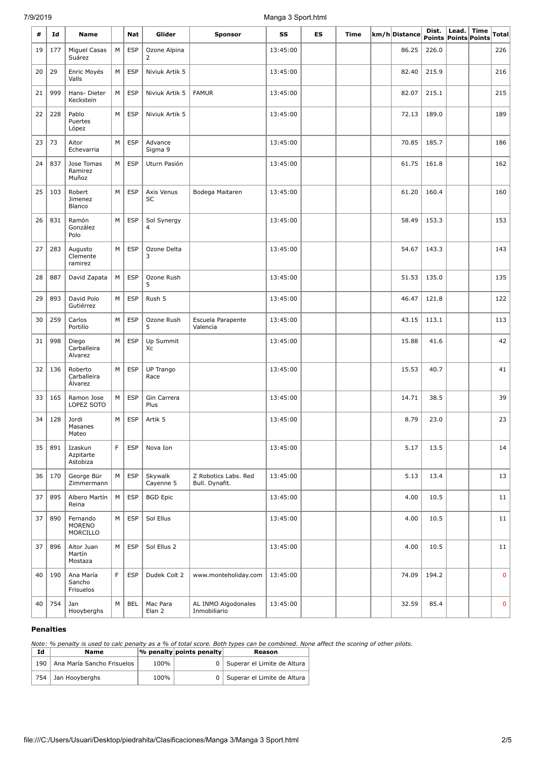| # | Id | Name | | Nat | Glider | Sponsor | SS | ES | Time | km/h | Distance | Dist. Points | Lead. Points | Time Points | Total |
|---|---|---|---|---|---|---|---|---|---|---|---|---|---|---|---|
| 19 | 177 | Miguel Casas Suárez | M | ESP | Ozone Alpina 2 | | 13:45:00 | | | | 86.25 | 226.0 | | | 226 |
| 20 | 29 | Enric Moyés Valls | M | ESP | Niviuk Artik 5 | | 13:45:00 | | | | 82.40 | 215.9 | | | 216 |
| 21 | 999 | Hans- Dieter Keckstein | M | ESP | Niviuk Artik 5 | FAMUR | 13:45:00 | | | | 82.07 | 215.1 | | | 215 |
| 22 | 228 | Pablo Puertes López | M | ESP | Niviuk Artik 5 | | 13:45:00 | | | | 72.13 | 189.0 | | | 189 |
| 23 | 73 | Aitor Echevarria | M | ESP | Advance Sigma 9 | | 13:45:00 | | | | 70.85 | 185.7 | | | 186 |
| 24 | 837 | Jose Tomas Ramirez Muñoz | M | ESP | Uturn Pasión | | 13:45:00 | | | | 61.75 | 161.8 | | | 162 |
| 25 | 103 | Robert Jimenez Blanco | M | ESP | Axis Venus SC | Bodega Maitaren | 13:45:00 | | | | 61.20 | 160.4 | | | 160 |
| 26 | 831 | Ramón González Polo | M | ESP | Sol Synergy 4 | | 13:45:00 | | | | 58.49 | 153.3 | | | 153 |
| 27 | 283 | Augusto Clemente ramirez | M | ESP | Ozone Delta 3 | | 13:45:00 | | | | 54.67 | 143.3 | | | 143 |
| 28 | 887 | David Zapata | M | ESP | Ozone Rush 5 | | 13:45:00 | | | | 51.53 | 135.0 | | | 135 |
| 29 | 893 | David Polo Gutiérrez | M | ESP | Rush 5 | | 13:45:00 | | | | 46.47 | 121.8 | | | 122 |
| 30 | 259 | Carlos Portillo | M | ESP | Ozone Rush 5 | Escuela Parapente Valencia | 13:45:00 | | | | 43.15 | 113.1 | | | 113 |
| 31 | 998 | Diego Carballeira Alvarez | M | ESP | Up Summit Xc | | 13:45:00 | | | | 15.88 | 41.6 | | | 42 |
| 32 | 136 | Roberto Carballeira Álvarez | M | ESP | UP Trango Race | | 13:45:00 | | | | 15.53 | 40.7 | | | 41 |
| 33 | 165 | Ramon Jose LOPEZ SOTO | M | ESP | Gin Carrera Plus | | 13:45:00 | | | | 14.71 | 38.5 | | | 39 |
| 34 | 128 | Jordi Masanes Mateo | M | ESP | Artik 5 | | 13:45:00 | | | | 8.79 | 23.0 | | | 23 |
| 35 | 891 | Izaskun Azpitarte Astobiza | F | ESP | Nova Ion | | 13:45:00 | | | | 5.17 | 13.5 | | | 14 |
| 36 | 170 | George Bür Zimmermann | M | ESP | Skywalk Cayenne 5 | Z Robotics Labs. Red Bull. Dynafit. | 13:45:00 | | | | 5.13 | 13.4 | | | 13 |
| 37 | 895 | Albero Martín Reina | M | ESP | BGD Epic | | 13:45:00 | | | | 4.00 | 10.5 | | | 11 |
| 37 | 890 | Fernando MORENO MORCILLO | M | ESP | Sol Ellus | | 13:45:00 | | | | 4.00 | 10.5 | | | 11 |
| 37 | 896 | Aitor Juan Martín Mostaza | M | ESP | Sol Ellus 2 | | 13:45:00 | | | | 4.00 | 10.5 | | | 11 |
| 40 | 190 | Ana María Sancho Frisuelos | F | ESP | Dudek Colt 2 | www.monteholiday.com | 13:45:00 | | | | 74.09 | 194.2 | | | 0 |
| 40 | 754 | Jan Hooyberghs | M | BEL | Mac Para Elan 2 | AL INMO Algodonales Inmobiliario | 13:45:00 | | | | 32.59 | 85.4 | | | 0 |

### Penalties

*Note: % penalty is used to calc penalty as a % of total score. Both types can be combined. None affect the scoring of other pilots.*

| Id | Name | % penalty | points penalty | Reason |
|---|---|---|---|---|
| 190 | Ana María Sancho Frisuelos | 100% | 0 | Superar el Limite de Altura |
| 754 | Jan Hooyberghs | 100% | 0 | Superar el Limite de Altura |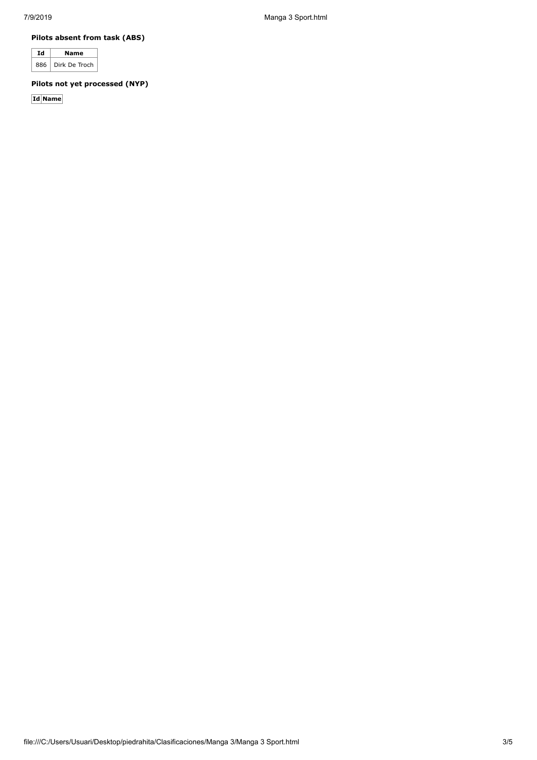### Pilots absent from task (ABS)

| Id | Name |
|---|---|
| 886 | Dirk De Troch |

### Pilots not yet processed (NYP)

| Id | Name |
|---|---|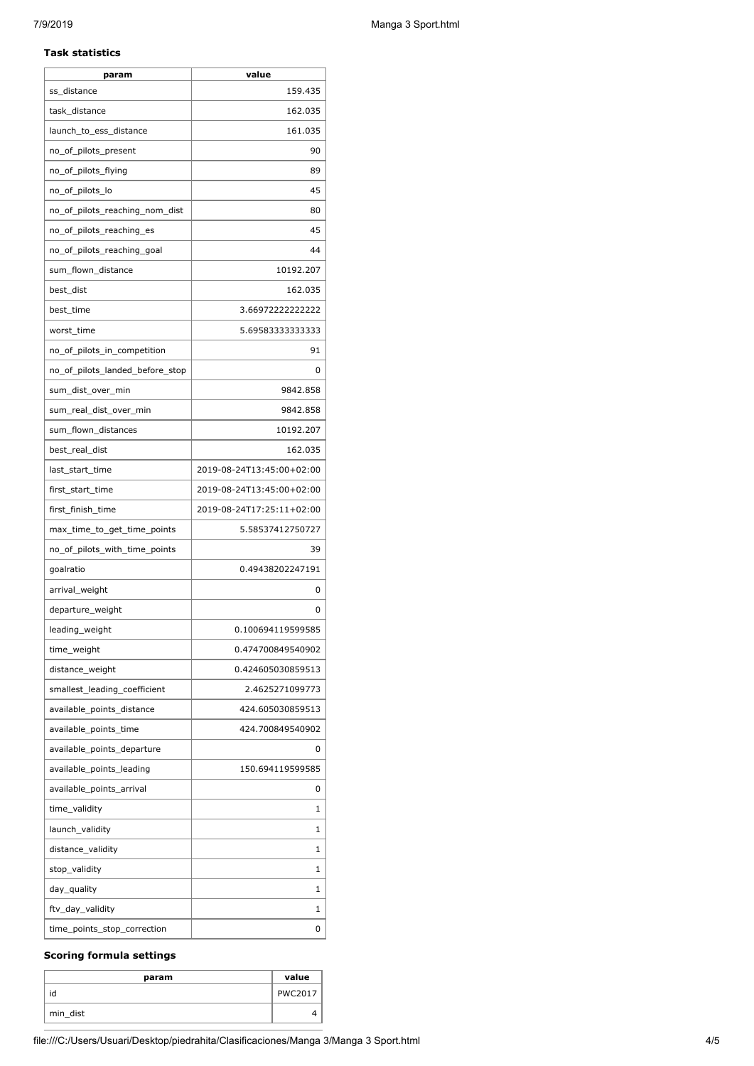### Task statistics

| param | value |
|---|---|
| ss_distance | 159.435 |
| task_distance | 162.035 |
| launch_to_ess_distance | 161.035 |
| no_of_pilots_present | 90 |
| no_of_pilots_flying | 89 |
| no_of_pilots_lo | 45 |
| no_of_pilots_reaching_nom_dist | 80 |
| no_of_pilots_reaching_es | 45 |
| no_of_pilots_reaching_goal | 44 |
| sum_flown_distance | 10192.207 |
| best_dist | 162.035 |
| best_time | 3.66972222222222 |
| worst_time | 5.69583333333333 |
| no_of_pilots_in_competition | 91 |
| no_of_pilots_landed_before_stop | 0 |
| sum_dist_over_min | 9842.858 |
| sum_real_dist_over_min | 9842.858 |
| sum_flown_distances | 10192.207 |
| best_real_dist | 162.035 |
| last_start_time | 2019-08-24T13:45:00+02:00 |
| first_start_time | 2019-08-24T13:45:00+02:00 |
| first_finish_time | 2019-08-24T17:25:11+02:00 |
| max_time_to_get_time_points | 5.58537412750727 |
| no_of_pilots_with_time_points | 39 |
| goalratio | 0.49438202247191 |
| arrival_weight | 0 |
| departure_weight | 0 |
| leading_weight | 0.100694119599585 |
| time_weight | 0.474700849540902 |
| distance_weight | 0.424605030859513 |
| smallest_leading_coefficient | 2.4625271099773 |
| available_points_distance | 424.605030859513 |
| available_points_time | 424.700849540902 |
| available_points_departure | 0 |
| available_points_leading | 150.694119599585 |
| available_points_arrival | 0 |
| time_validity | 1 |
| launch_validity | 1 |
| distance_validity | 1 |
| stop_validity | 1 |
| day_quality | 1 |
| ftv_day_validity | 1 |
| time_points_stop_correction | 0 |

### Scoring formula settings

| param | value |
|---|---|
| id | PWC2017 |
| min_dist | 4 |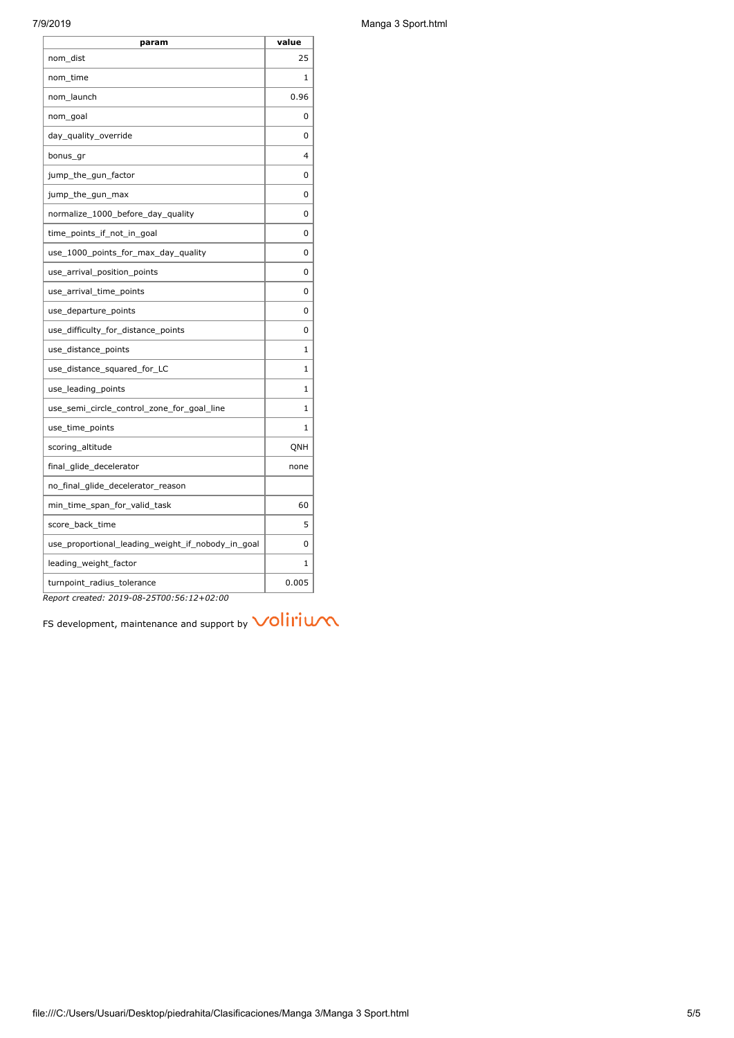| param | value |
| --- | --- |
| nom_dist | 25 |
| nom_time | 1 |
| nom_launch | 0.96 |
| nom_goal | 0 |
| day_quality_override | 0 |
| bonus_gr | 4 |
| jump_the_gun_factor | 0 |
| jump_the_gun_max | 0 |
| normalize_1000_before_day_quality | 0 |
| time_points_if_not_in_goal | 0 |
| use_1000_points_for_max_day_quality | 0 |
| use_arrival_position_points | 0 |
| use_arrival_time_points | 0 |
| use_departure_points | 0 |
| use_difficulty_for_distance_points | 0 |
| use_distance_points | 1 |
| use_distance_squared_for_LC | 1 |
| use_leading_points | 1 |
| use_semi_circle_control_zone_for_goal_line | 1 |
| use_time_points | 1 |
| scoring_altitude | QNH |
| final_glide_decelerator | none |
| no_final_glide_decelerator_reason | |
| min_time_span_for_valid_task | 60 |
| score_back_time | 5 |
| use_proportional_leading_weight_if_nobody_in_goal | 0 |
| leading_weight_factor | 1 |
| turnpoint_radius_tolerance | 0.005 |

*Report created: 2019-08-25T00:56:12+02:00*

FS development, maintenance and support by volirium